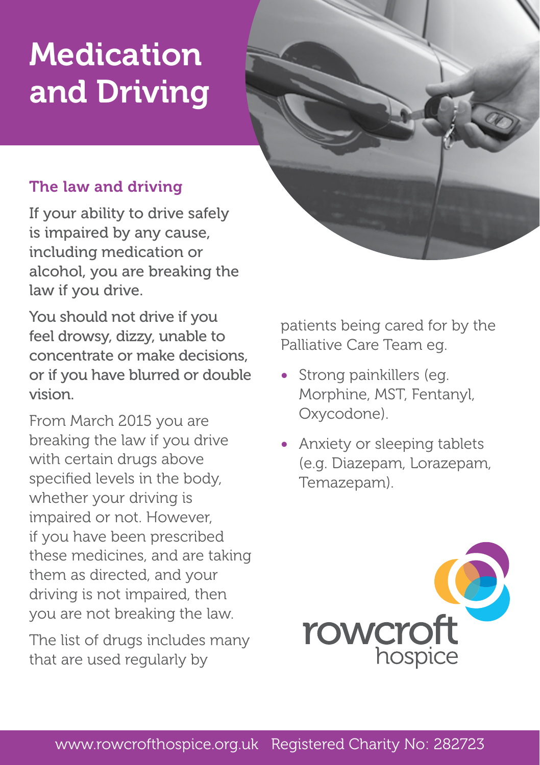# Medication and Driving

## The law and driving

If your ability to drive safely is impaired by any cause, including medication or alcohol, you are breaking the law if you drive.

You should not drive if you feel drowsy, dizzy, unable to concentrate or make decisions, or if you have blurred or double vision.

From March 2015 you are breaking the law if you drive with certain drugs above specified levels in the body, whether your driving is impaired or not. However, if you have been prescribed these medicines, and are taking them as directed, and your driving is not impaired, then you are not breaking the law.

The list of drugs includes many that are used regularly by patients being cared for by the Palliative Care Team eg.

- Strong painkillers (eg. Morphine, MST, Fentanyl, Oxycodone).
- Anxiety or sleeping tablets (e.g. Diazepam, Lorazepam, Temazepam).

rowcroft hospice

www.rowcrofthospice.org.uk Registered Charity No: 282723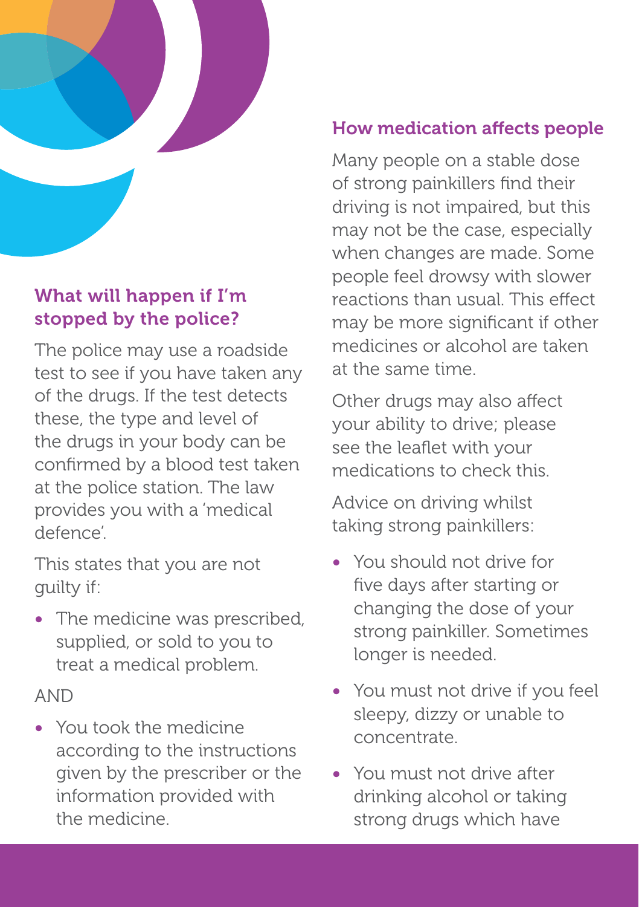## What will happen if I'm stopped by the police?

The police may use a roadside test to see if you have taken any of the drugs. If the test detects these, the type and level of the drugs in your body can be confirmed by a blood test taken at the police station. The law provides you with a 'medical defence'.

This states that you are not guilty if:

- The medicine was prescribed, supplied, or sold to you to treat a medical problem.

AND

- You took the medicine according to the instructions given by the prescriber or the information provided with the medicine.

## How medication affects people

Many people on a stable dose of strong painkillers find their driving is not impaired, but this may not be the case, especially when changes are made. Some people feel drowsy with slower reactions than usual. This effect may be more significant if other medicines or alcohol are taken at the same time.

Other drugs may also affect your ability to drive; please see the leaflet with your medications to check this.

Advice on driving whilst taking strong painkillers:

- You should not drive for five days after starting or changing the dose of your strong painkiller. Sometimes longer is needed.
- You must not drive if you feel sleepy, dizzy or unable to concentrate.
- You must not drive after drinking alcohol or taking strong drugs which have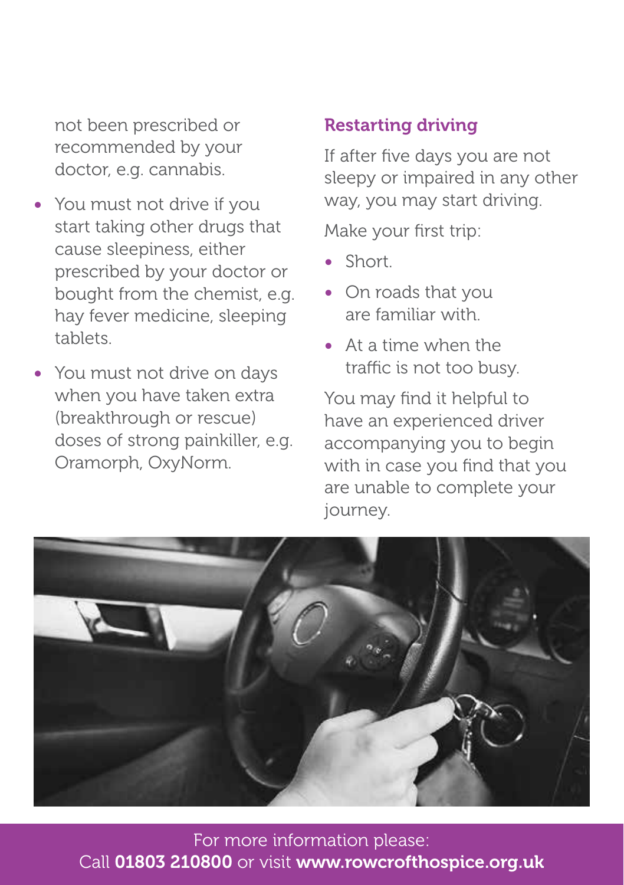not been prescribed or recommended by your doctor, e.g. cannabis.

- You must not drive if you start taking other drugs that cause sleepiness, either prescribed by your doctor or bought from the chemist, e.g. hay fever medicine, sleeping tablets.
- You must not drive on days when you have taken extra (breakthrough or rescue) doses of strong painkiller, e.g. Oramorph, OxyNorm.

## Restarting driving

If after five days you are not sleepy or impaired in any other way, you may start driving.

Make your first trip:

- Short.
- On roads that you are familiar with.
- At a time when the traffic is not too busy.

You may find it helpful to have an experienced driver accompanying you to begin with in case you find that you are unable to complete your journey.

For more information please:
Call **01803 210800** or visit **www.rowcrofthospice.org.uk**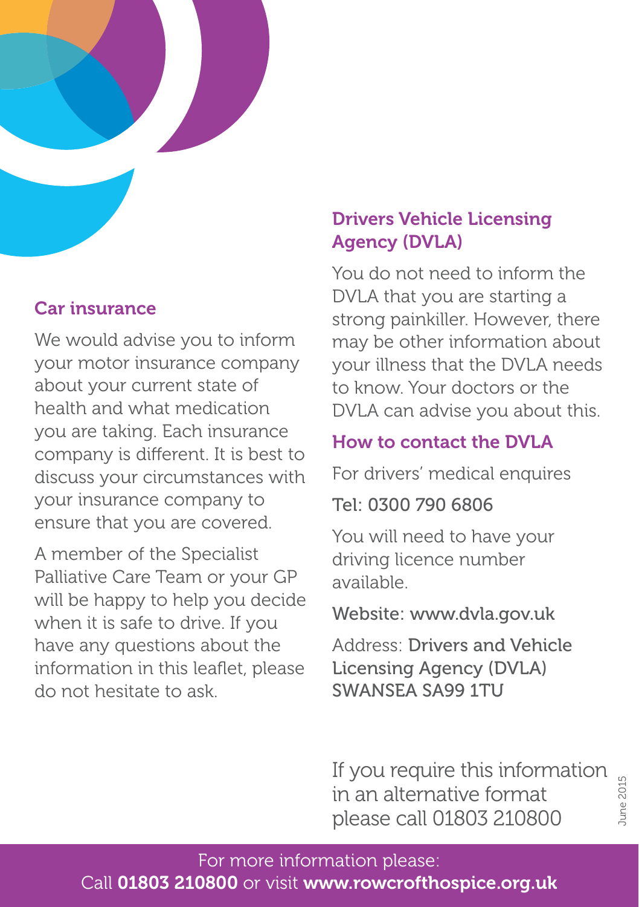## Car insurance

We would advise you to inform your motor insurance company about your current state of health and what medication you are taking. Each insurance company is different. It is best to discuss your circumstances with your insurance company to ensure that you are covered.

A member of the Specialist Palliative Care Team or your GP will be happy to help you decide when it is safe to drive. If you have any questions about the information in this leaflet, please do not hesitate to ask.

## Drivers Vehicle Licensing Agency (DVLA)

You do not need to inform the DVLA that you are starting a strong painkiller. However, there may be other information about your illness that the DVLA needs to know. Your doctors or the DVLA can advise you about this.

## How to contact the DVLA

For drivers' medical enquires

Tel: 0300 790 6806

You will need to have your driving licence number available.

Website: www.dvla.gov.uk

Address: Drivers and Vehicle Licensing Agency (DVLA) SWANSEA SA99 1TU

If you require this information in an alternative format please call 01803 210800

June 2015

For more information please:
Call **01803 210800** or visit **www.rowcrofthospice.org.uk**